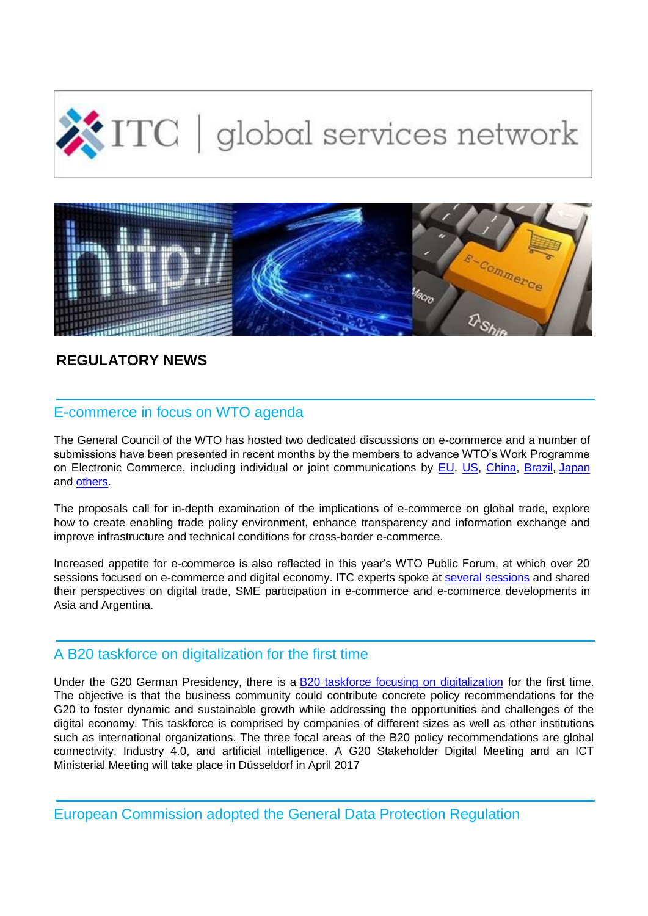ITC | global services network

## REGULATORY NEWS

### E-commerce in focus on WTO agenda

The General Council of the WTO has hosted two dedicated discussions on e-commerce and a number of submissions have been presented in recent months by the members to advance WTO's Work Programme on Electronic Commerce, including individual or joint communications by EU, US, China, Brazil, Japan and others.

The proposals call for in-depth examination of the implications of e-commerce on global trade, explore how to create enabling trade policy environment, enhance transparency and information exchange and improve infrastructure and technical conditions for cross-border e-commerce.

Increased appetite for e-commerce is also reflected in this year's WTO Public Forum, at which over 20 sessions focused on e-commerce and digital economy. ITC experts spoke at several sessions and shared their perspectives on digital trade, SME participation in e-commerce and e-commerce developments in Asia and Argentina.

### A B20 taskforce on digitalization for the first time

Under the G20 German Presidency, there is a B20 taskforce focusing on digitalization for the first time. The objective is that the business community could contribute concrete policy recommendations for the G20 to foster dynamic and sustainable growth while addressing the opportunities and challenges of the digital economy. This taskforce is comprised by companies of different sizes as well as other institutions such as international organizations. The three focal areas of the B20 policy recommendations are global connectivity, Industry 4.0, and artificial intelligence. A G20 Stakeholder Digital Meeting and an ICT Ministerial Meeting will take place in Düsseldorf in April 2017

### European Commission adopted the General Data Protection Regulation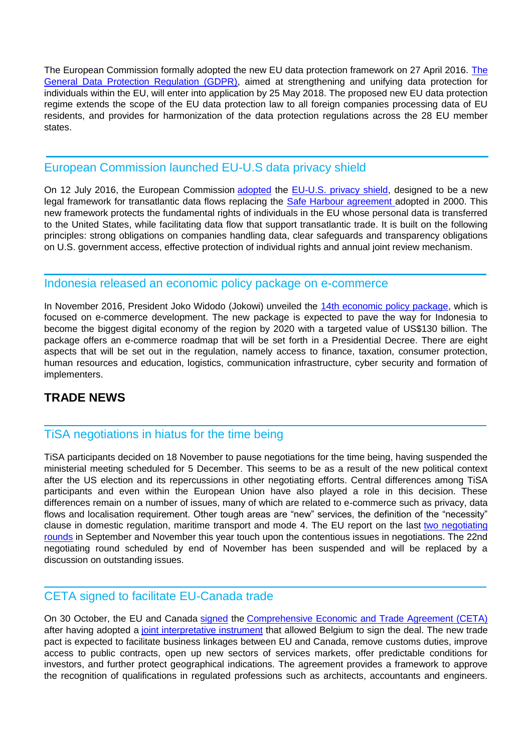The European Commission formally adopted the new EU data protection framework on 27 April 2016. The General Data Protection Regulation (GDPR), aimed at strengthening and unifying data protection for individuals within the EU, will enter into application by 25 May 2018. The proposed new EU data protection regime extends the scope of the EU data protection law to all foreign companies processing data of EU residents, and provides for harmonization of the data protection regulations across the 28 EU member states.

## European Commission launched EU-U.S data privacy shield

On 12 July 2016, the European Commission adopted the EU-U.S. privacy shield, designed to be a new legal framework for transatlantic data flows replacing the Safe Harbour agreement adopted in 2000. This new framework protects the fundamental rights of individuals in the EU whose personal data is transferred to the United States, while facilitating data flow that support transatlantic trade. It is built on the following principles: strong obligations on companies handling data, clear safeguards and transparency obligations on U.S. government access, effective protection of individual rights and annual joint review mechanism.

## Indonesia released an economic policy package on e-commerce

In November 2016, President Joko Widodo (Jokowi) unveiled the 14th economic policy package, which is focused on e-commerce development. The new package is expected to pave the way for Indonesia to become the biggest digital economy of the region by 2020 with a targeted value of US$130 billion. The package offers an e-commerce roadmap that will be set forth in a Presidential Decree. There are eight aspects that will be set out in the regulation, namely access to finance, taxation, consumer protection, human resources and education, logistics, communication infrastructure, cyber security and formation of implementers.

# TRADE NEWS

## TiSA negotiations in hiatus for the time being

TiSA participants decided on 18 November to pause negotiations for the time being, having suspended the ministerial meeting scheduled for 5 December. This seems to be as a result of the new political context after the US election and its repercussions in other negotiating efforts. Central differences among TiSA participants and even within the European Union have also played a role in this decision. These differences remain on a number of issues, many of which are related to e-commerce such as privacy, data flows and localisation requirement. Other tough areas are "new" services, the definition of the "necessity" clause in domestic regulation, maritime transport and mode 4. The EU report on the last two negotiating rounds in September and November this year touch upon the contentious issues in negotiations. The 22nd negotiating round scheduled by end of November has been suspended and will be replaced by a discussion on outstanding issues.

## CETA signed to facilitate EU-Canada trade

On 30 October, the EU and Canada signed the Comprehensive Economic and Trade Agreement (CETA) after having adopted a joint interpretative instrument that allowed Belgium to sign the deal. The new trade pact is expected to facilitate business linkages between EU and Canada, remove customs duties, improve access to public contracts, open up new sectors of services markets, offer predictable conditions for investors, and further protect geographical indications. The agreement provides a framework to approve the recognition of qualifications in regulated professions such as architects, accountants and engineers.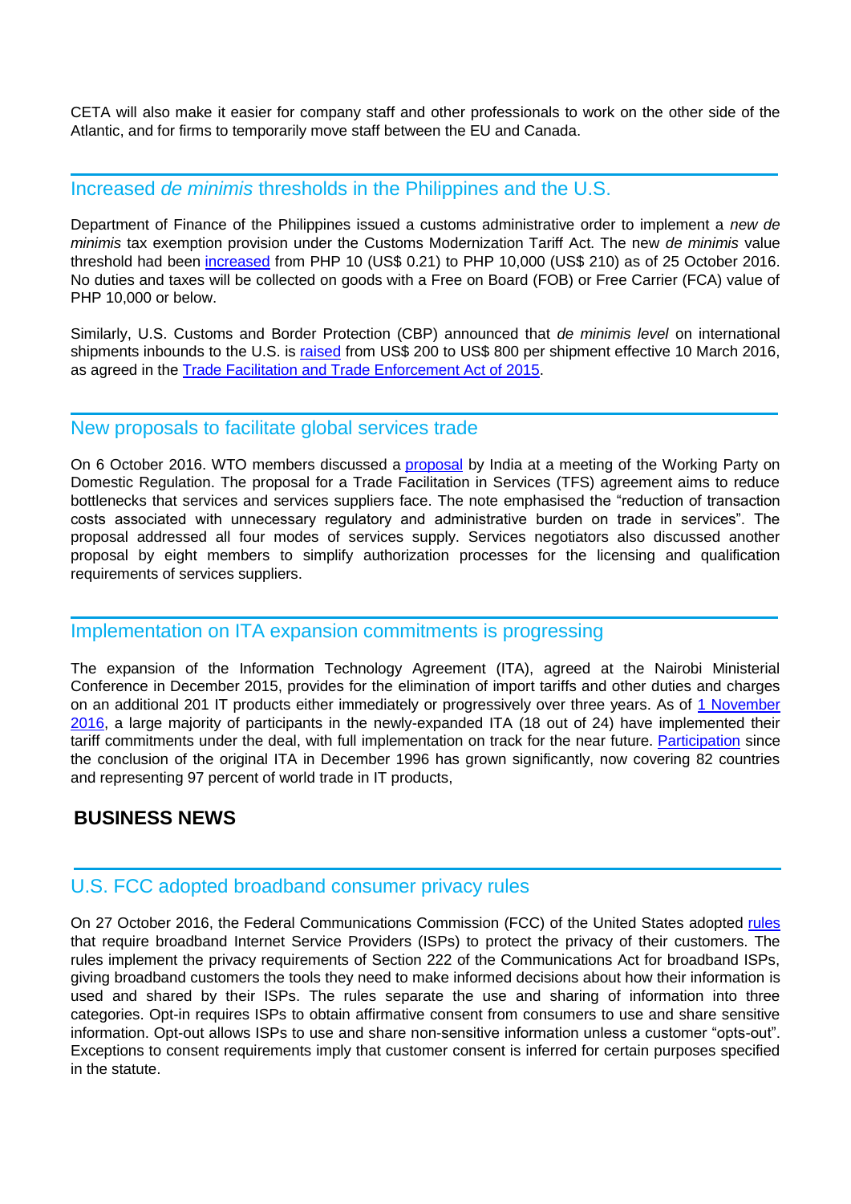CETA will also make it easier for company staff and other professionals to work on the other side of the Atlantic, and for firms to temporarily move staff between the EU and Canada.

## Increased *de minimis* thresholds in the Philippines and the U.S.

Department of Finance of the Philippines issued a customs administrative order to implement a *new de minimis* tax exemption provision under the Customs Modernization Tariff Act. The new *de minimis* value threshold had been increased from PHP 10 (US$ 0.21) to PHP 10,000 (US$ 210) as of 25 October 2016. No duties and taxes will be collected on goods with a Free on Board (FOB) or Free Carrier (FCA) value of PHP 10,000 or below.

Similarly, U.S. Customs and Border Protection (CBP) announced that *de minimis level* on international shipments inbounds to the U.S. is raised from US$ 200 to US$ 800 per shipment effective 10 March 2016, as agreed in the Trade Facilitation and Trade Enforcement Act of 2015.

## New proposals to facilitate global services trade

On 6 October 2016. WTO members discussed a proposal by India at a meeting of the Working Party on Domestic Regulation. The proposal for a Trade Facilitation in Services (TFS) agreement aims to reduce bottlenecks that services and services suppliers face. The note emphasised the "reduction of transaction costs associated with unnecessary regulatory and administrative burden on trade in services". The proposal addressed all four modes of services supply. Services negotiators also discussed another proposal by eight members to simplify authorization processes for the licensing and qualification requirements of services suppliers.

## Implementation on ITA expansion commitments is progressing

The expansion of the Information Technology Agreement (ITA), agreed at the Nairobi Ministerial Conference in December 2015, provides for the elimination of import tariffs and other duties and charges on an additional 201 IT products either immediately or progressively over three years. As of 1 November 2016, a large majority of participants in the newly-expanded ITA (18 out of 24) have implemented their tariff commitments under the deal, with full implementation on track for the near future. Participation since the conclusion of the original ITA in December 1996 has grown significantly, now covering 82 countries and representing 97 percent of world trade in IT products,

# BUSINESS NEWS

## U.S. FCC adopted broadband consumer privacy rules

On 27 October 2016, the Federal Communications Commission (FCC) of the United States adopted rules that require broadband Internet Service Providers (ISPs) to protect the privacy of their customers. The rules implement the privacy requirements of Section 222 of the Communications Act for broadband ISPs, giving broadband customers the tools they need to make informed decisions about how their information is used and shared by their ISPs. The rules separate the use and sharing of information into three categories. Opt-in requires ISPs to obtain affirmative consent from consumers to use and share sensitive information. Opt-out allows ISPs to use and share non-sensitive information unless a customer "opts-out". Exceptions to consent requirements imply that customer consent is inferred for certain purposes specified in the statute.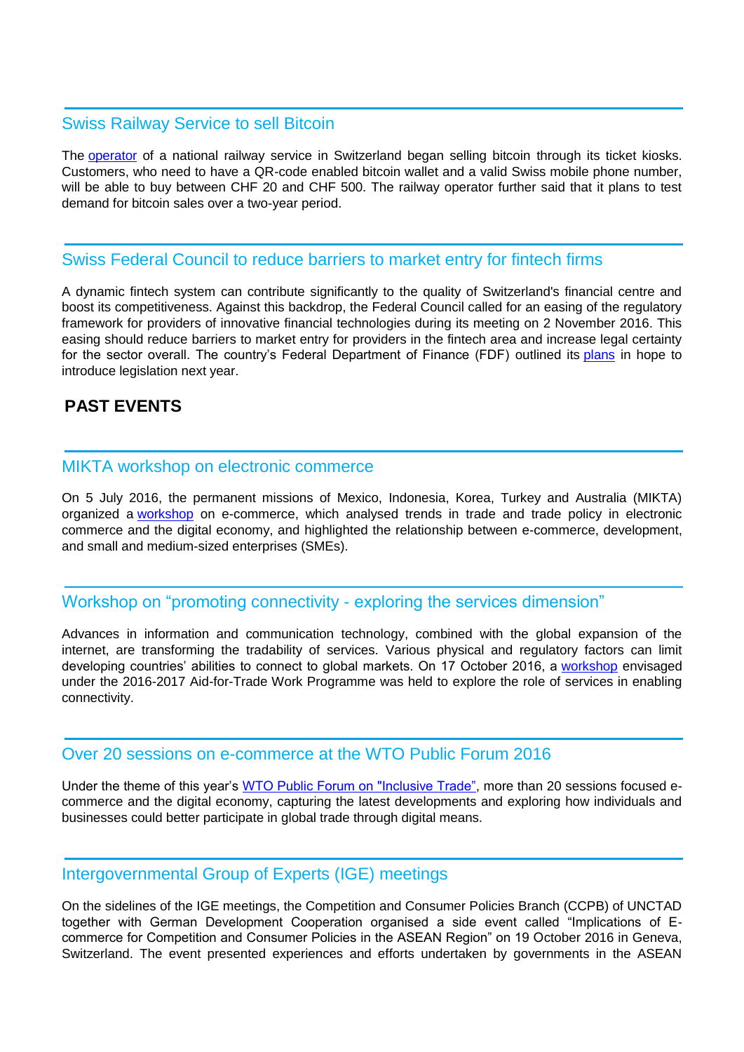## Swiss Railway Service to sell Bitcoin

The operator of a national railway service in Switzerland began selling bitcoin through its ticket kiosks. Customers, who need to have a QR-code enabled bitcoin wallet and a valid Swiss mobile phone number, will be able to buy between CHF 20 and CHF 500. The railway operator further said that it plans to test demand for bitcoin sales over a two-year period.

## Swiss Federal Council to reduce barriers to market entry for fintech firms

A dynamic fintech system can contribute significantly to the quality of Switzerland's financial centre and boost its competitiveness. Against this backdrop, the Federal Council called for an easing of the regulatory framework for providers of innovative financial technologies during its meeting on 2 November 2016. This easing should reduce barriers to market entry for providers in the fintech area and increase legal certainty for the sector overall. The country's Federal Department of Finance (FDF) outlined its plans in hope to introduce legislation next year.

# PAST EVENTS

## MIKTA workshop on electronic commerce

On 5 July 2016, the permanent missions of Mexico, Indonesia, Korea, Turkey and Australia (MIKTA) organized a workshop on e-commerce, which analysed trends in trade and trade policy in electronic commerce and the digital economy, and highlighted the relationship between e-commerce, development, and small and medium-sized enterprises (SMEs).

## Workshop on "promoting connectivity - exploring the services dimension"

Advances in information and communication technology, combined with the global expansion of the internet, are transforming the tradability of services. Various physical and regulatory factors can limit developing countries' abilities to connect to global markets. On 17 October 2016, a workshop envisaged under the 2016-2017 Aid-for-Trade Work Programme was held to explore the role of services in enabling connectivity.

## Over 20 sessions on e-commerce at the WTO Public Forum 2016

Under the theme of this year's WTO Public Forum on "Inclusive Trade", more than 20 sessions focused e-commerce and the digital economy, capturing the latest developments and exploring how individuals and businesses could better participate in global trade through digital means.

## Intergovernmental Group of Experts (IGE) meetings

On the sidelines of the IGE meetings, the Competition and Consumer Policies Branch (CCPB) of UNCTAD together with German Development Cooperation organised a side event called "Implications of E-commerce for Competition and Consumer Policies in the ASEAN Region" on 19 October 2016 in Geneva, Switzerland. The event presented experiences and efforts undertaken by governments in the ASEAN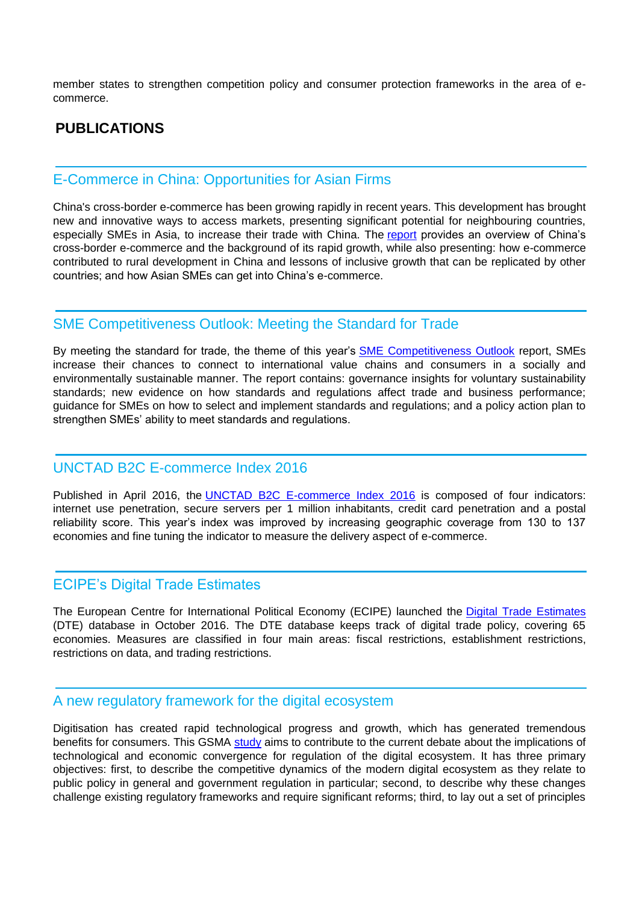member states to strengthen competition policy and consumer protection frameworks in the area of e-commerce.

## PUBLICATIONS

### E-Commerce in China: Opportunities for Asian Firms

China's cross-border e-commerce has been growing rapidly in recent years. This development has brought new and innovative ways to access markets, presenting significant potential for neighbouring countries, especially SMEs in Asia, to increase their trade with China. The report provides an overview of China's cross-border e-commerce and the background of its rapid growth, while also presenting: how e-commerce contributed to rural development in China and lessons of inclusive growth that can be replicated by other countries; and how Asian SMEs can get into China's e-commerce.

### SME Competitiveness Outlook: Meeting the Standard for Trade

By meeting the standard for trade, the theme of this year's SME Competitiveness Outlook report, SMEs increase their chances to connect to international value chains and consumers in a socially and environmentally sustainable manner. The report contains: governance insights for voluntary sustainability standards; new evidence on how standards and regulations affect trade and business performance; guidance for SMEs on how to select and implement standards and regulations; and a policy action plan to strengthen SMEs' ability to meet standards and regulations.

### UNCTAD B2C E-commerce Index 2016

Published in April 2016, the UNCTAD B2C E-commerce Index 2016 is composed of four indicators: internet use penetration, secure servers per 1 million inhabitants, credit card penetration and a postal reliability score. This year's index was improved by increasing geographic coverage from 130 to 137 economies and fine tuning the indicator to measure the delivery aspect of e-commerce.

### ECIPE's Digital Trade Estimates

The European Centre for International Political Economy (ECIPE) launched the Digital Trade Estimates (DTE) database in October 2016. The DTE database keeps track of digital trade policy, covering 65 economies. Measures are classified in four main areas: fiscal restrictions, establishment restrictions, restrictions on data, and trading restrictions.

### A new regulatory framework for the digital ecosystem

Digitisation has created rapid technological progress and growth, which has generated tremendous benefits for consumers. This GSMA study aims to contribute to the current debate about the implications of technological and economic convergence for regulation of the digital ecosystem. It has three primary objectives: first, to describe the competitive dynamics of the modern digital ecosystem as they relate to public policy in general and government regulation in particular; second, to describe why these changes challenge existing regulatory frameworks and require significant reforms; third, to lay out a set of principles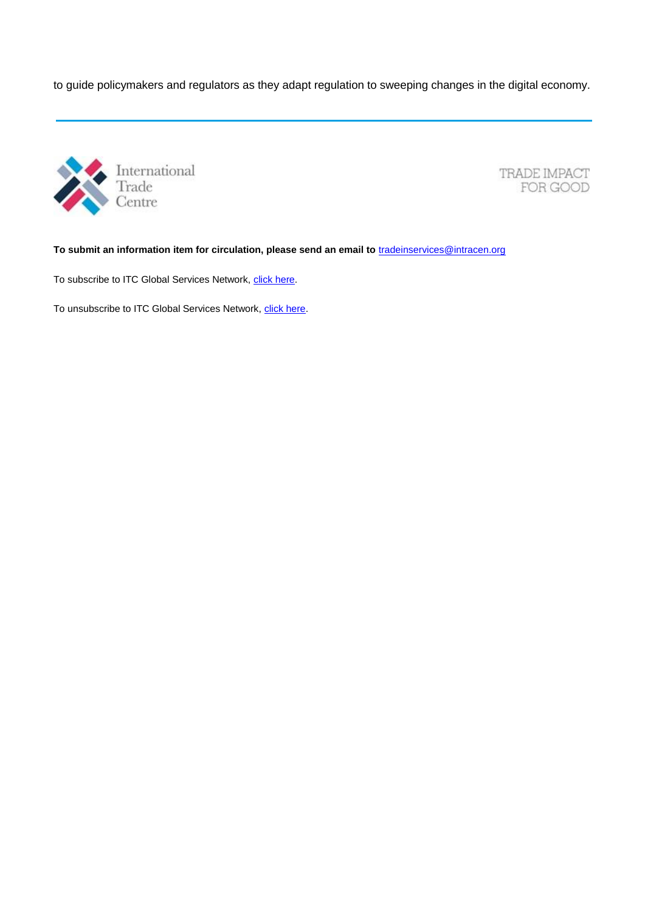to guide policymakers and regulators as they adapt regulation to sweeping changes in the digital economy.

---

International Trade Centre

TRADE IMPACT FOR GOOD

**To submit an information item for circulation, please send an email to** tradeinservices@intracen.org

To subscribe to ITC Global Services Network, click here.

To unsubscribe to ITC Global Services Network, click here.